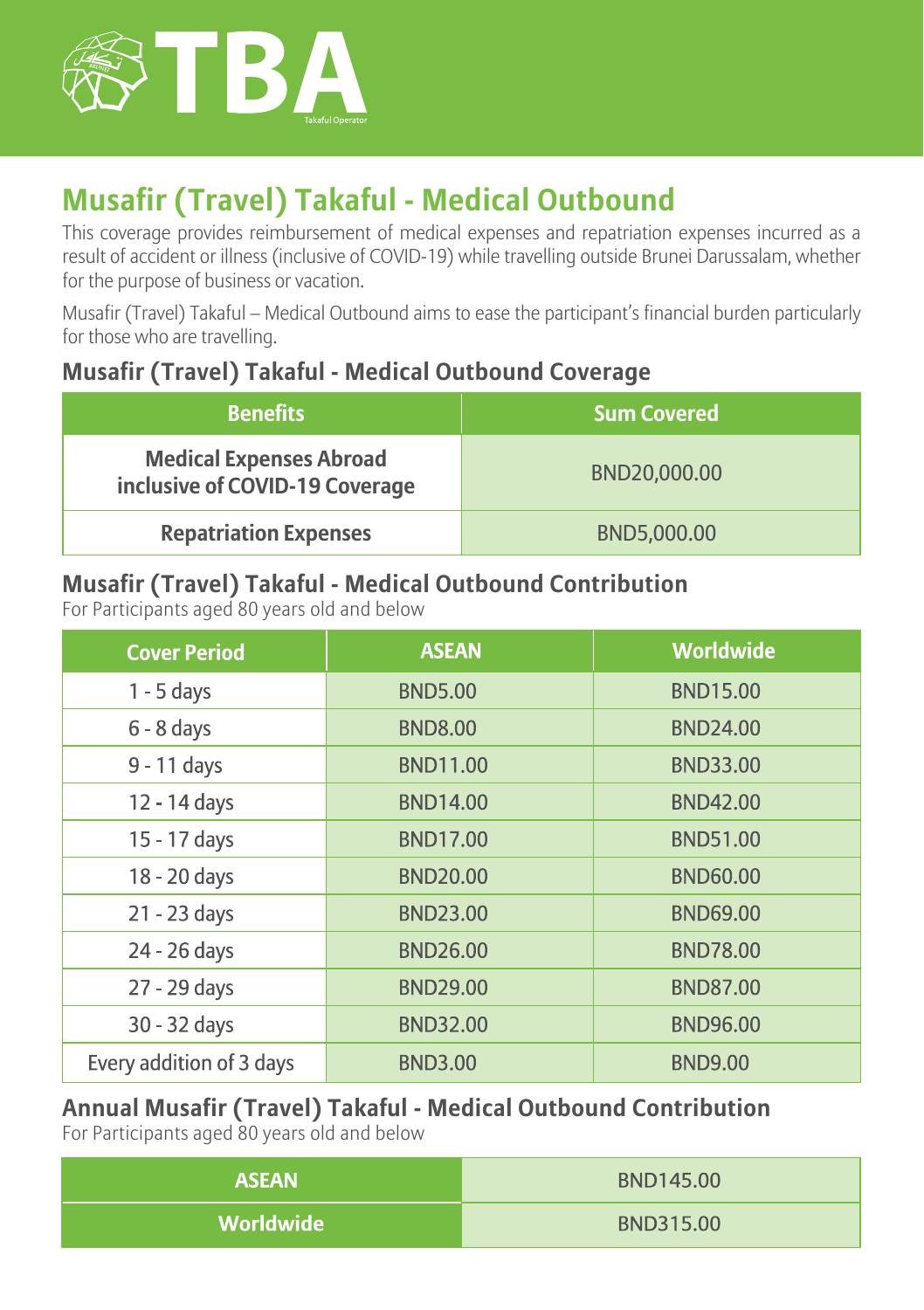TBA

Takaful Operator

# Musafir (Travel) Takaful - Medical Outbound

This coverage provides reimbursement of medical expenses and repatriation expenses incurred as a result of accident or illness (inclusive of COVID-19) while travelling outside Brunei Darussalam, whether for the purpose of business or vacation.

Musafir (Travel) Takaful – Medical Outbound aims to ease the participant's financial burden particularly for those who are travelling.

## Musafir (Travel) Takaful - Medical Outbound Coverage

| Benefits | Sum Covered |
|---|---|
| **Medical Expenses Abroad inclusive of COVID-19 Coverage** | BND20,000.00 |
| **Repatriation Expenses** | BND5,000.00 |

## Musafir (Travel) Takaful - Medical Outbound Contribution

For Participants aged 80 years old and below

| Cover Period | ASEAN | Worldwide |
|---|---|---|
| 1 - 5 days | BND5.00 | BND15.00 |
| 6 - 8 days | BND8.00 | BND24.00 |
| 9 - 11 days | BND11.00 | BND33.00 |
| 12 - 14 days | BND14.00 | BND42.00 |
| 15 - 17 days | BND17.00 | BND51.00 |
| 18 - 20 days | BND20.00 | BND60.00 |
| 21 - 23 days | BND23.00 | BND69.00 |
| 24 - 26 days | BND26.00 | BND78.00 |
| 27 - 29 days | BND29.00 | BND87.00 |
| 30 - 32 days | BND32.00 | BND96.00 |
| Every addition of 3 days | BND3.00 | BND9.00 |

## Annual Musafir (Travel) Takaful - Medical Outbound Contribution

For Participants aged 80 years old and below

| | |
|---|---|
| **ASEAN** | BND145.00 |
| **Worldwide** | BND315.00 |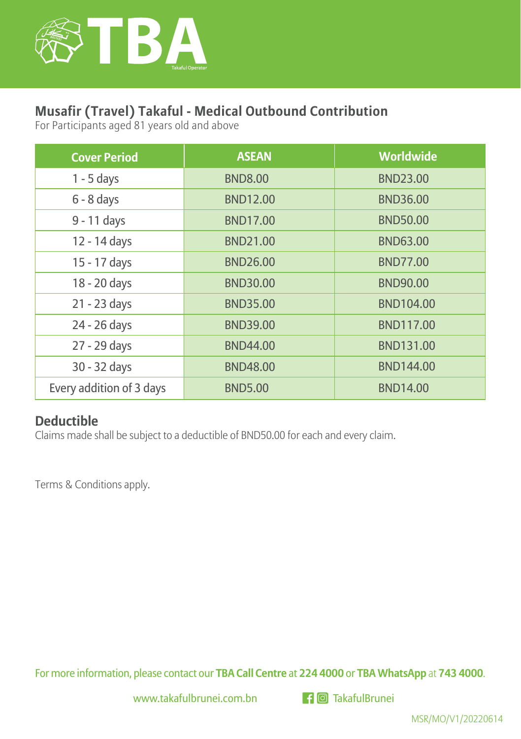TBA

Takaful Operator

## Musafir (Travel) Takaful - Medical Outbound Contribution

For Participants aged 81 years old and above

| Cover Period | ASEAN | Worldwide |
|---|---|---|
| 1 - 5 days | BND8.00 | BND23.00 |
| 6 - 8 days | BND12.00 | BND36.00 |
| 9 - 11 days | BND17.00 | BND50.00 |
| 12 - 14 days | BND21.00 | BND63.00 |
| 15 - 17 days | BND26.00 | BND77.00 |
| 18 - 20 days | BND30.00 | BND90.00 |
| 21 - 23 days | BND35.00 | BND104.00 |
| 24 - 26 days | BND39.00 | BND117.00 |
| 27 - 29 days | BND44.00 | BND131.00 |
| 30 - 32 days | BND48.00 | BND144.00 |
| Every addition of 3 days | BND5.00 | BND14.00 |

### Deductible

Claims made shall be subject to a deductible of BND50.00 for each and every claim.

Terms & Conditions apply.

For more information, please contact our **TBA Call Centre** at **224 4000** or **TBA WhatsApp** at **743 4000**.

www.takafulbrunei.com.bn TakafulBrunei

MSR/MO/V1/20220614